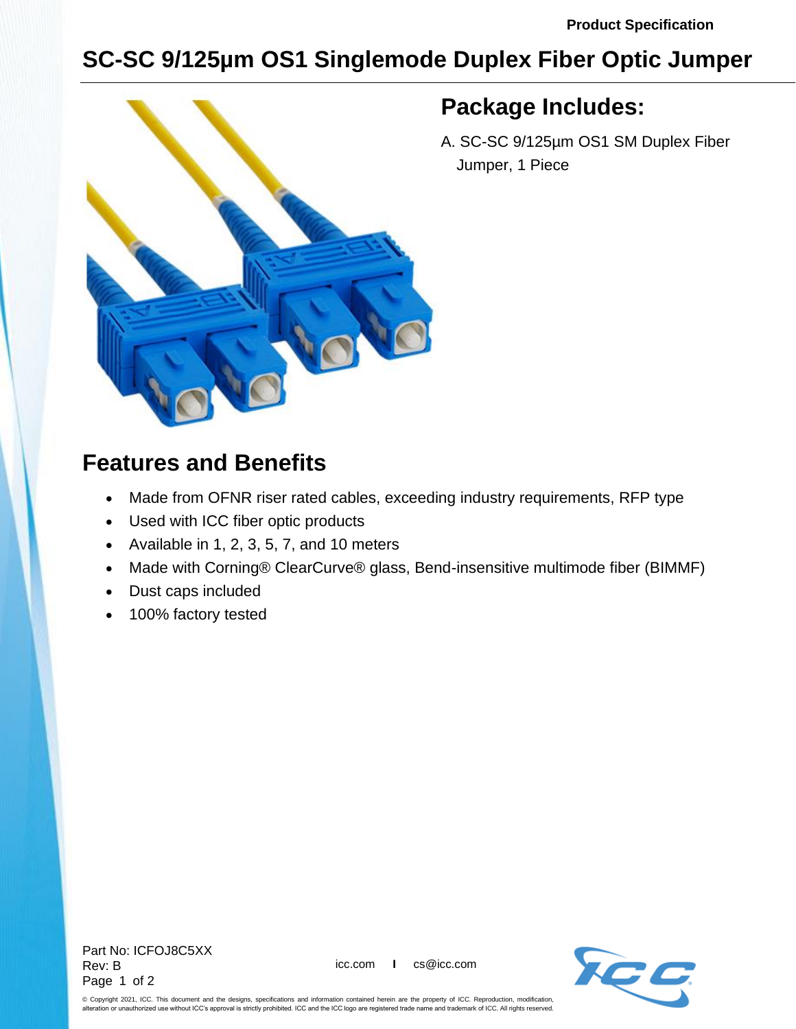Product Specification

# SC-SC 9/125µm OS1 Singlemode Duplex Fiber Optic Jumper

## Package Includes:

A. SC-SC 9/125µm OS1 SM Duplex Fiber Jumper, 1 Piece

## Features and Benefits

- Made from OFNR riser rated cables, exceeding industry requirements, RFP type
- Used with ICC fiber optic products
- Available in 1, 2, 3, 5, 7, and 10 meters
- Made with Corning® ClearCurve® glass, Bend-insensitive multimode fiber (BIMMF)
- Dust caps included
- 100% factory tested

Part No: ICFOJ8C5XX
Rev: B

icc.com I cs@icc.com

© Copyright 2021, ICC. This document and the designs, specifications and information contained herein are the property of ICC. Reproduction, modification, alteration or unauthorized use without ICC's approval is strictly prohibited. ICC and the ICC logo are registered trade name and trademark of ICC. All rights reserved.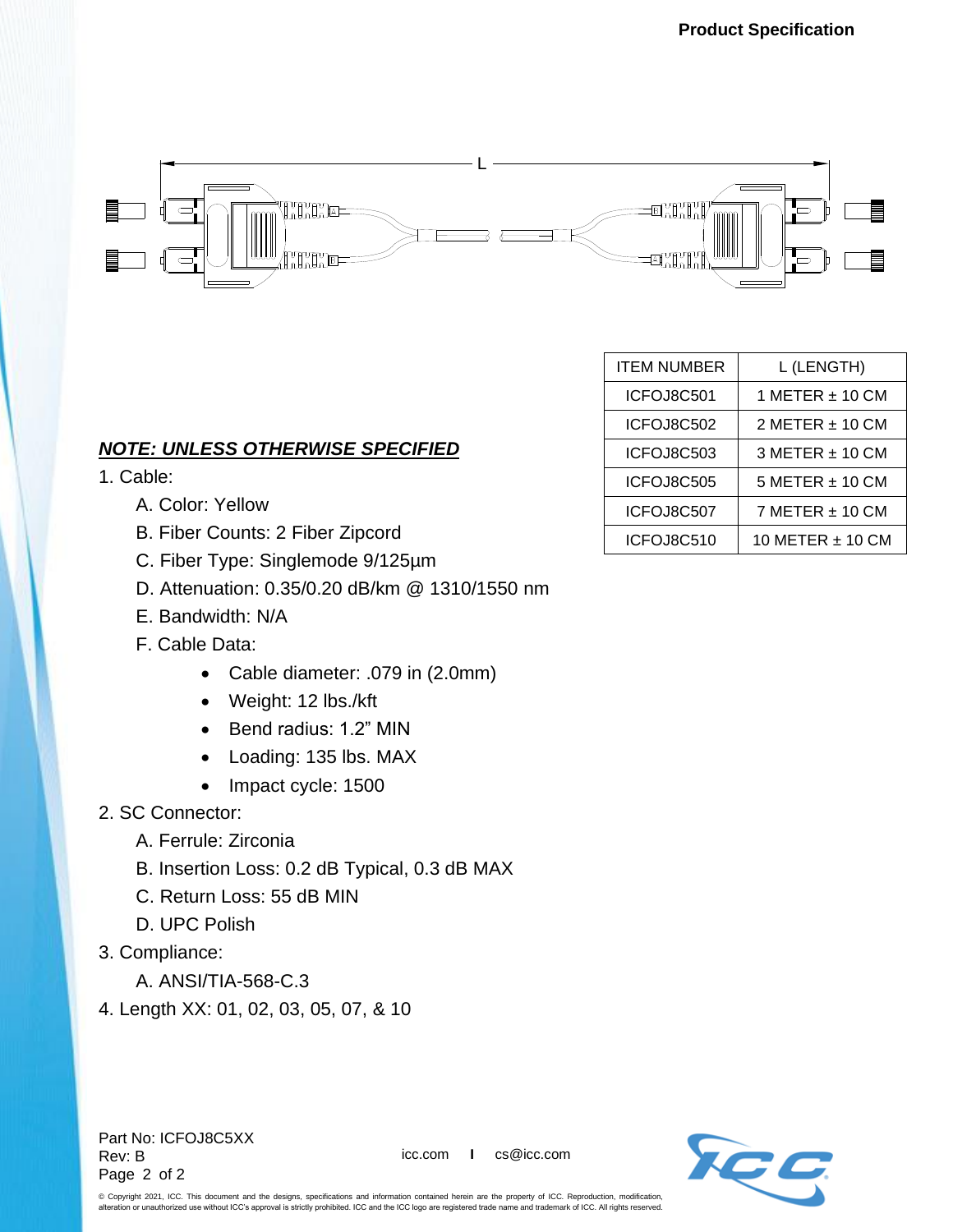Product Specification

L

| ITEM NUMBER | L (LENGTH) |
|---|---|
| ICFOJ8C501 | 1 METER ± 10 CM |
| ICFOJ8C502 | 2 METER ± 10 CM |
| ICFOJ8C503 | 3 METER ± 10 CM |
| ICFOJ8C505 | 5 METER ± 10 CM |
| ICFOJ8C507 | 7 METER ± 10 CM |
| ICFOJ8C510 | 10 METER ± 10 CM |

***NOTE: UNLESS OTHERWISE SPECIFIED***

1. Cable:
   - A. Color: Yellow
   - B. Fiber Counts: 2 Fiber Zipcord
   - C. Fiber Type: Singlemode 9/125µm
   - D. Attenuation: 0.35/0.20 dB/km @ 1310/1550 nm
   - E. Bandwidth: N/A
   - F. Cable Data:
     - Cable diameter: .079 in (2.0mm)
     - Weight: 12 lbs./kft
     - Bend radius: 1.2" MIN
     - Loading: 135 lbs. MAX
     - Impact cycle: 1500
2. SC Connector:
   - A. Ferrule: Zirconia
   - B. Insertion Loss: 0.2 dB Typical, 0.3 dB MAX
   - C. Return Loss: 55 dB MIN
   - D. UPC Polish
3. Compliance:
   - A. ANSI/TIA-568-C.3
4. Length XX: 01, 02, 03, 05, 07, & 10

Part No: ICFOJ8C5XX
Rev: B

icc.com | cs@icc.com

© Copyright 2021, ICC. This document and the designs, specifications and information contained herein are the property of ICC. Reproduction, modification, alteration or unauthorized use without ICC's approval is strictly prohibited. ICC and the ICC logo are registered trade name and trademark of ICC. All rights reserved.